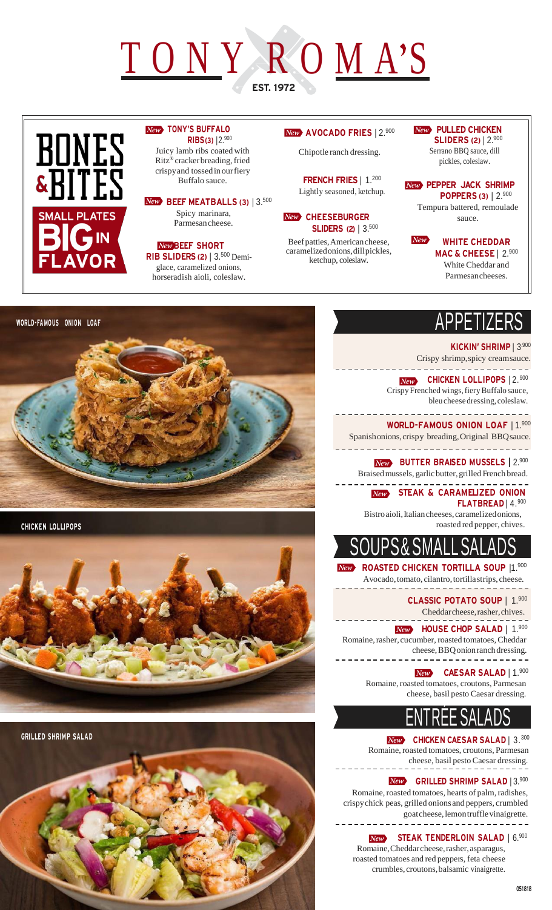# TONY ROMA'S

EST. 1972

## BONES & BITES

SMALL PLATES BIG IN FLAVOR

**New TONY'S BUFFALO RIBS (3)** | 2.900
Juicy lamb ribs coated with Ritz® cracker breading, fried crispy and tossed in our fiery Buffalo sauce.

**New BEEF MEATBALLS (3)** | 3.500
Spicy marinara, Parmesan cheese.

**New BEEF SHORT RIB SLIDERS (2)** | 3.500
Demi-glace, caramelized onions, horseradish aioli, coleslaw.

**New AVOCADO FRIES** | 2.900
Chipotle ranch dressing.

**FRENCH FRIES** | 1.200
Lightly seasoned, ketchup.

**New CHEESEBURGER SLIDERS (2)** | 3.500
Beef patties, American cheese, caramelized onions, dill pickles, ketchup, coleslaw.

**New PULLED CHICKEN SLIDERS (2)** | 2.900
Serrano BBQ sauce, dill pickles, coleslaw.

**New PEPPER JACK SHRIMP POPPERS (3)** | 2.900
Tempura battered, remoulade sauce.

**New WHITE CHEDDAR MAC & CHEESE** | 2.900
White Cheddar and Parmesan cheeses.

WORLD-FAMOUS ONION LOAF

CHICKEN LOLLIPOPS

GRILLED SHRIMP SALAD

## APPETIZERS

**KICKIN' SHRIMP** | 3.900
Crispy shrimp, spicy cream sauce.

**New CHICKEN LOLLIPOPS** | 2.900
Crispy Frenched wings, fiery Buffalo sauce, bleu cheese dressing, coleslaw.

**WORLD-FAMOUS ONION LOAF** | 1.900
Spanish onions, crispy breading, Original BBQ sauce.

**New BUTTER BRAISED MUSSELS** | 2.900
Braised mussels, garlic butter, grilled French bread.

**New STEAK & CARAMELIZED ONION FLATBREAD** | 4.900
Bistro aioli, Italian cheeses, caramelized onions, roasted red pepper, chives.

## SOUPS & SMALL SALADS

**New ROASTED CHICKEN TORTILLA SOUP** | 1.900
Avocado, tomato, cilantro, tortilla strips, cheese.

**CLASSIC POTATO SOUP** | 1.900
Cheddar cheese, rasher, chives.

**New HOUSE CHOP SALAD** | 1.900
Romaine, rasher, cucumber, roasted tomatoes, Cheddar cheese, BBQ onion ranch dressing.

**New CAESAR SALAD** | 1.900
Romaine, roasted tomatoes, croutons, Parmesan cheese, basil pesto Caesar dressing.

## ENTRÉE SALADS

**New CHICKEN CAESAR SALAD** | 3.300
Romaine, roasted tomatoes, croutons, Parmesan cheese, basil pesto Caesar dressing.

**New GRILLED SHRIMP SALAD** | 3.900
Romaine, roasted tomatoes, hearts of palm, radishes, crispy chick peas, grilled onions and peppers, crumbled goat cheese, lemon truffle vinaigrette.

**New STEAK TENDERLOIN SALAD** | 6.900
Romaine, Cheddar cheese, rasher, asparagus, roasted tomatoes and red peppers, feta cheese crumbles, croutons, balsamic vinaigrette.

051818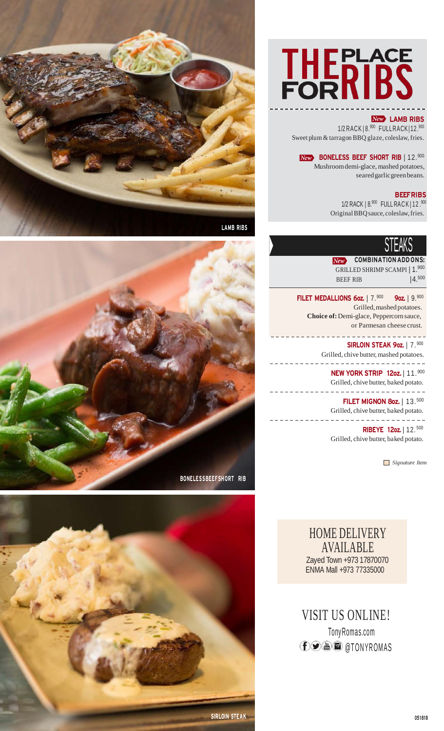# THE PLACE FOR RIBS

**New LAMB RIBS**
1/2 RACK | 8.900 FULL RACK | 12.900
Sweet plum & tarragon BBQ glaze, coleslaw, fries.

**New BONELESS BEEF SHORT RIB** | 12.900
Mushroom demi-glace, mashed potatoes, seared garlic green beans.

**BEEF RIBS**
1/2 RACK | 8.900 FULL RACK | 12.900
Original BBQ sauce, coleslaw, fries.

LAMB RIBS

BONELESS BEEF SHORT RIB

SIRLOIN STEAK

## STEAKS

**New COMBINATION ADD ONS:**
GRILLED SHRIMP SCAMPI | 1.900
BEEF RIB | 4.500

**FILET MEDALLIONS 6oz.** | 7.900 **9oz.** | 9.900
Grilled, mashed potatoes.
**Choice of:** Demi-glace, Peppercorn sauce, or Parmesan cheese crust.

**SIRLOIN STEAK 9oz.** | 7.900
Grilled, chive butter, mashed potatoes.

**NEW YORK STRIP 12oz.** | 11.900
Grilled, chive butter, baked potato.

**FILET MIGNON 8oz.** | 13.500
Grilled, chive butter, baked potato.

**RIBEYE 12oz.** | 12.500
Grilled, chive butter, baked potato.

*Signature Item*

## HOME DELIVERY AVAILABLE

Zayed Town +973 17870070
ENMA Mall +973 77335000

## VISIT US ONLINE!

TonyRomas.com
@TONYROMAS

051818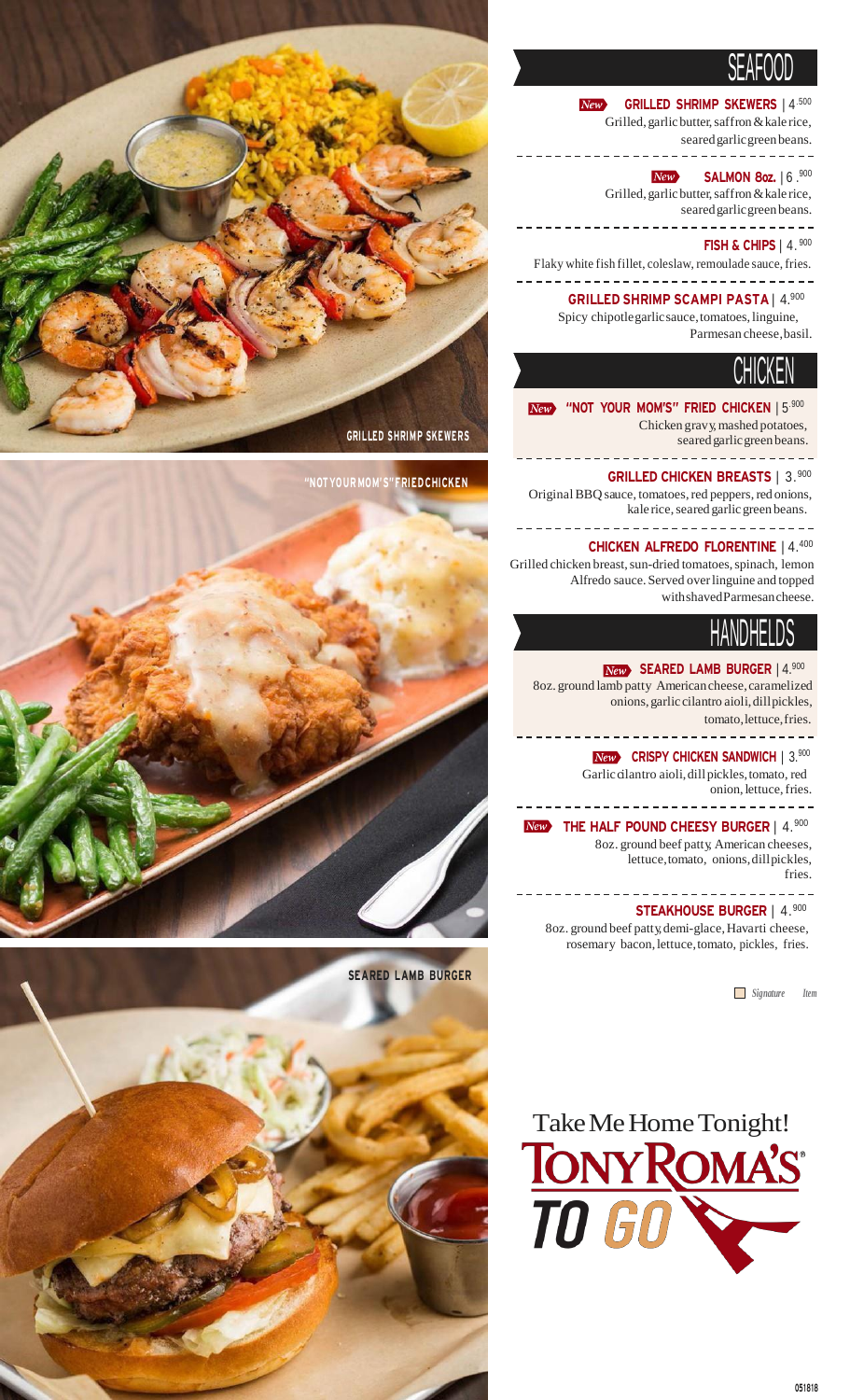GRILLED SHRIMP SKEWERS

"NOT YOUR MOM'S" FRIED CHICKEN

SEARED LAMB BURGER

## SEAFOOD

*New* **GRILLED SHRIMP SKEWERS** | 4.500
Grilled, garlic butter, saffron & kale rice, seared garlic green beans.

*New* **SALMON 8oz.** | 6.900
Grilled, garlic butter, saffron & kale rice, seared garlic green beans.

**FISH & CHIPS** | 4.900
Flaky white fish fillet, coleslaw, remoulade sauce, fries.

**GRILLED SHRIMP SCAMPI PASTA** | 4.900
Spicy chipotle garlic sauce, tomatoes, linguine, Parmesan cheese, basil.

## CHICKEN

*New* **"NOT YOUR MOM'S" FRIED CHICKEN** | 5.900
Chicken gravy, mashed potatoes, seared garlic green beans.

**GRILLED CHICKEN BREASTS** | 3.900
Original BBQ sauce, tomatoes, red peppers, red onions, kale rice, seared garlic green beans.

**CHICKEN ALFREDO FLORENTINE** | 4.400
Grilled chicken breast, sun-dried tomatoes, spinach, lemon Alfredo sauce. Served over linguine and topped with shaved Parmesan cheese.

## HANDHELDS

*New* **SEARED LAMB BURGER** | 4.900
8oz. ground lamb patty American cheese, caramelized onions, garlic cilantro aioli, dill pickles, tomato, lettuce, fries.

*New* **CRISPY CHICKEN SANDWICH** | 3.900
Garlic cilantro aioli, dill pickles, tomato, red onion, lettuce, fries.

*New* **THE HALF POUND CHEESY BURGER** | 4.900
8oz. ground beef patty, American cheeses, lettuce, tomato, onions, dill pickles, fries.

**STEAKHOUSE BURGER** | 4.900
8oz. ground beef patty, demi-glace, Havarti cheese, rosemary bacon, lettuce, tomato, pickles, fries.

*Signature Item*

Take Me Home Tonight!
TONY ROMA'S TO GO

051818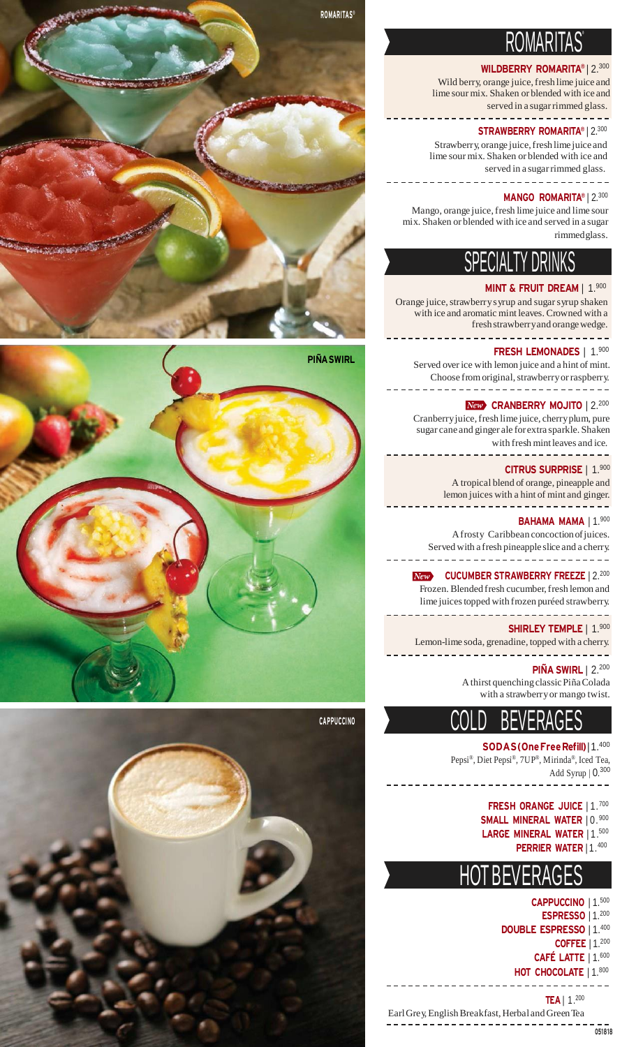ROMARITAS®

PIÑA SWIRL

CAPPUCCINO

# ROMARITAS®

**WILDBERRY ROMARITA® | 2.300**

Wild berry, orange juice, fresh lime juice and lime sour mix. Shaken or blended with ice and served in a sugar rimmed glass.

**STRAWBERRY ROMARITA® | 2.300**

Strawberry, orange juice, fresh lime juice and lime sour mix. Shaken or blended with ice and served in a sugar rimmed glass.

**MANGO ROMARITA® | 2.300**

Mango, orange juice, fresh lime juice and lime sour mix. Shaken or blended with ice and served in a sugar rimmed glass.

# SPECIALTY DRINKS

**MINT & FRUIT DREAM | 1.900**

Orange juice, strawberry syrup and sugar syrup shaken with ice and aromatic mint leaves. Crowned with a fresh strawberry and orange wedge.

**FRESH LEMONADES | 1.900**

Served over ice with lemon juice and a hint of mint. Choose from original, strawberry or raspberry.

*New* **CRANBERRY MOJITO | 2.200**

Cranberry juice, fresh lime juice, cherry plum, pure sugar cane and ginger ale for extra sparkle. Shaken with fresh mint leaves and ice.

**CITRUS SURPRISE | 1.900**

A tropical blend of orange, pineapple and lemon juices with a hint of mint and ginger.

**BAHAMA MAMA | 1.900**

A frosty Caribbean concoction of juices. Served with a fresh pineapple slice and a cherry.

*New* **CUCUMBER STRAWBERRY FREEZE | 2.200**

Frozen. Blended fresh cucumber, fresh lemon and lime juices topped with frozen puréed strawberry.

**SHIRLEY TEMPLE | 1.900**

Lemon-lime soda, grenadine, topped with a cherry.

**PIÑA SWIRL | 2.200**

A thirst quenching classic Piña Colada with a strawberry or mango twist.

# COLD BEVERAGES

**SODAS (One Free Refill) | 1.400**

Pepsi®, Diet Pepsi®, 7UP®, Mirinda®, Iced Tea, Add Syrup | 0.300

**FRESH ORANGE JUICE | 1.700**
**SMALL MINERAL WATER | 0.900**
**LARGE MINERAL WATER | 1.500**
**PERRIER WATER | 1.400**

# HOT BEVERAGES

**CAPPUCCINO | 1.500**
**ESPRESSO | 1.200**
**DOUBLE ESPRESSO | 1.400**
**COFFEE | 1.200**
**CAFÉ LATTE | 1.600**
**HOT CHOCOLATE | 1.800**

**TEA | 1.200**

Earl Grey, English Breakfast, Herbal and Green Tea

051818